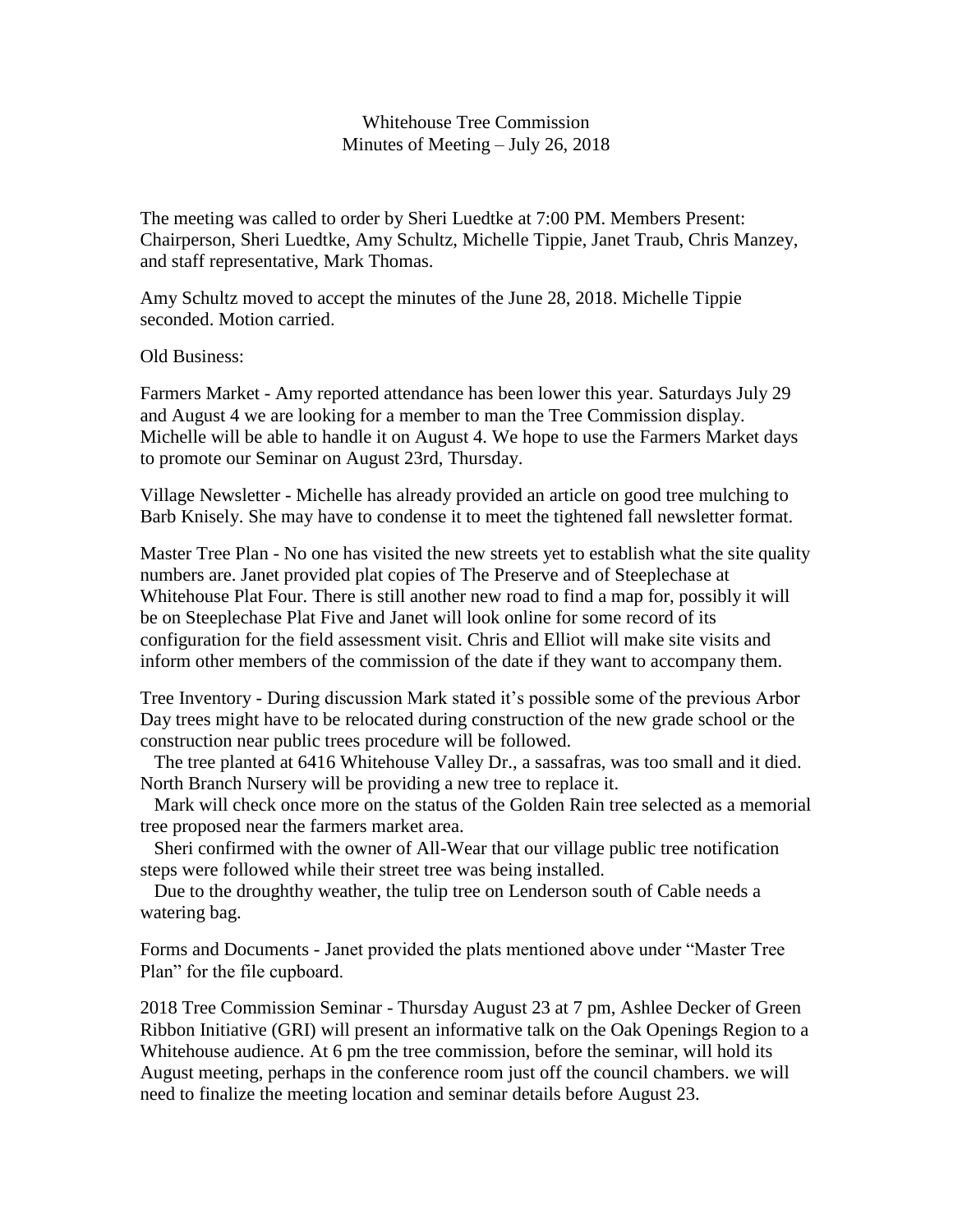Whitehouse Tree Commission
Minutes of Meeting – July 26, 2018

The meeting was called to order by Sheri Luedtke at 7:00 PM. Members Present: Chairperson, Sheri Luedtke, Amy Schultz, Michelle Tippie, Janet Traub, Chris Manzey, and staff representative, Mark Thomas.

Amy Schultz moved to accept the minutes of the June 28, 2018. Michelle Tippie seconded. Motion carried.

Old Business:

Farmers Market - Amy reported attendance has been lower this year. Saturdays July 29 and August 4 we are looking for a member to man the Tree Commission display. Michelle will be able to handle it on August 4. We hope to use the Farmers Market days to promote our Seminar on August 23rd, Thursday.

Village Newsletter - Michelle has already provided an article on good tree mulching to Barb Knisely. She may have to condense it to meet the tightened fall newsletter format.

Master Tree Plan - No one has visited the new streets yet to establish what the site quality numbers are. Janet provided plat copies of The Preserve and of Steeplechase at Whitehouse Plat Four. There is still another new road to find a map for, possibly it will be on Steeplechase Plat Five and Janet will look online for some record of its configuration for the field assessment visit. Chris and Elliot will make site visits and inform other members of the commission of the date if they want to accompany them.

Tree Inventory - During discussion Mark stated it's possible some of the previous Arbor Day trees might have to be relocated during construction of the new grade school or the construction near public trees procedure will be followed.

The tree planted at 6416 Whitehouse Valley Dr., a sassafras, was too small and it died. North Branch Nursery will be providing a new tree to replace it.

Mark will check once more on the status of the Golden Rain tree selected as a memorial tree proposed near the farmers market area.

Sheri confirmed with the owner of All-Wear that our village public tree notification steps were followed while their street tree was being installed.

Due to the droughthy weather, the tulip tree on Lenderson south of Cable needs a watering bag.

Forms and Documents - Janet provided the plats mentioned above under "Master Tree Plan" for the file cupboard.

2018 Tree Commission Seminar - Thursday August 23 at 7 pm, Ashlee Decker of Green Ribbon Initiative (GRI) will present an informative talk on the Oak Openings Region to a Whitehouse audience. At 6 pm the tree commission, before the seminar, will hold its August meeting, perhaps in the conference room just off the council chambers. we will need to finalize the meeting location and seminar details before August 23.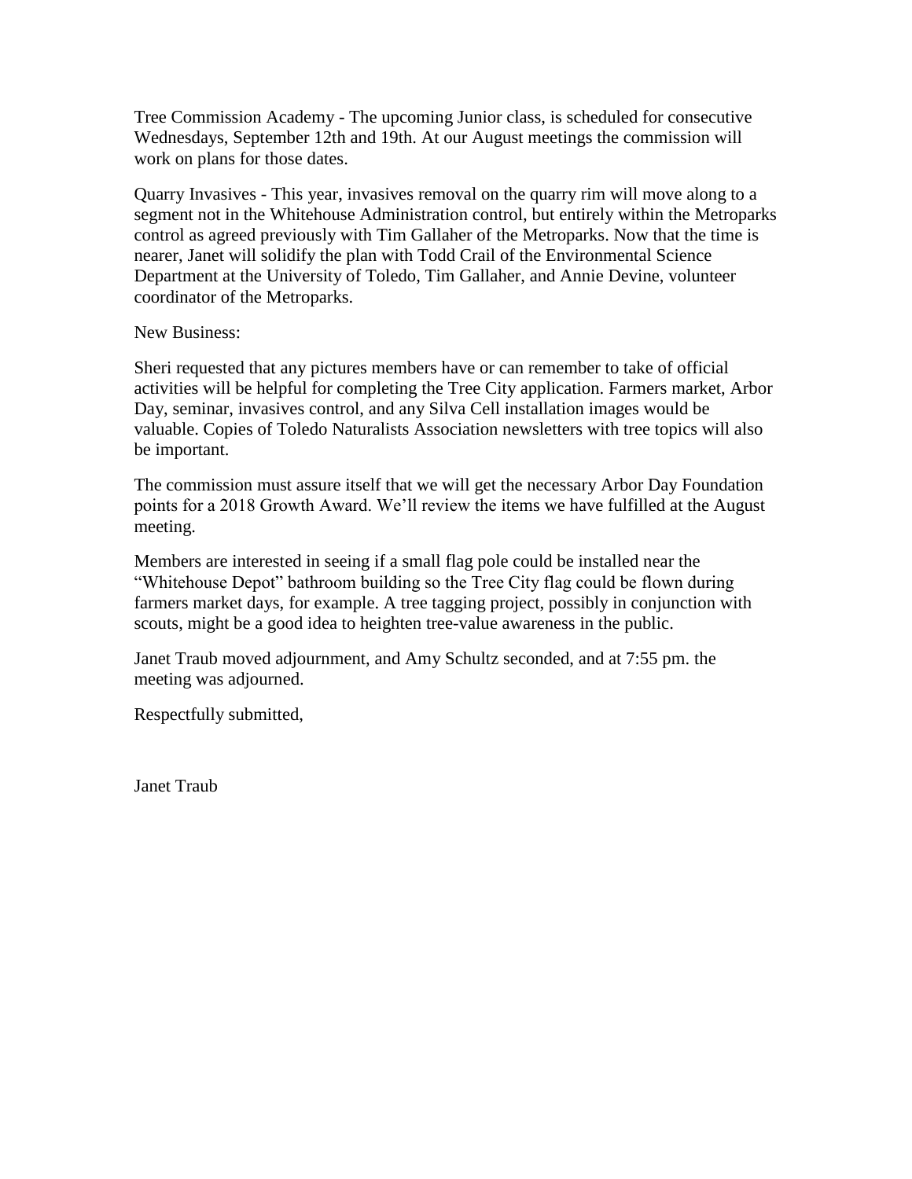Tree Commission Academy - The upcoming Junior class, is scheduled for consecutive Wednesdays, September 12th and 19th. At our August meetings the commission will work on plans for those dates.

Quarry Invasives - This year, invasives removal on the quarry rim will move along to a segment not in the Whitehouse Administration control, but entirely within the Metroparks control as agreed previously with Tim Gallaher of the Metroparks. Now that the time is nearer, Janet will solidify the plan with Todd Crail of the Environmental Science Department at the University of Toledo, Tim Gallaher, and Annie Devine, volunteer coordinator of the Metroparks.

New Business:

Sheri requested that any pictures members have or can remember to take of official activities will be helpful for completing the Tree City application. Farmers market, Arbor Day, seminar, invasives control, and any Silva Cell installation images would be valuable. Copies of Toledo Naturalists Association newsletters with tree topics will also be important.

The commission must assure itself that we will get the necessary Arbor Day Foundation points for a 2018 Growth Award. We'll review the items we have fulfilled at the August meeting.

Members are interested in seeing if a small flag pole could be installed near the "Whitehouse Depot" bathroom building so the Tree City flag could be flown during farmers market days, for example. A tree tagging project, possibly in conjunction with scouts, might be a good idea to heighten tree-value awareness in the public.

Janet Traub moved adjournment, and Amy Schultz seconded, and at 7:55 pm. the meeting was adjourned.

Respectfully submitted,

Janet Traub